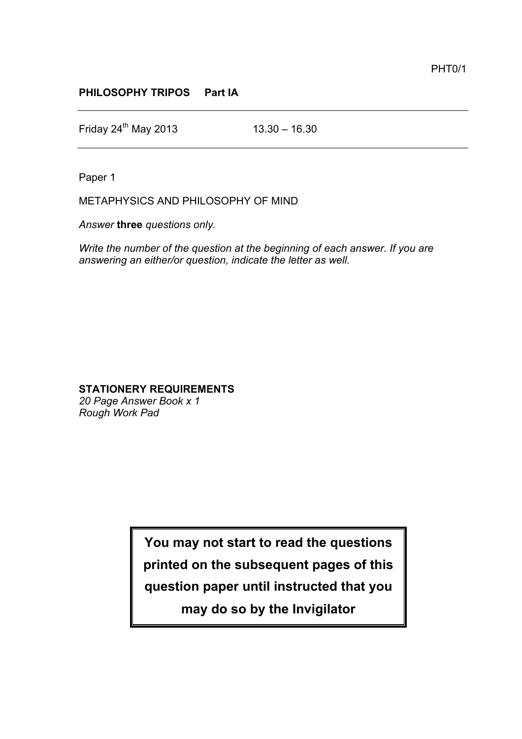PHT0/1

**PHILOSOPHY TRIPOS Part IA**

---

Friday 24th May 2013 13.30 – 16.30

---

Paper 1

METAPHYSICS AND PHILOSOPHY OF MIND

*Answer* **three** *questions only.*

*Write the number of the question at the beginning of each answer. If you are answering an either/or question, indicate the letter as well.*

**STATIONERY REQUIREMENTS**
*20 Page Answer Book x 1*
*Rough Work Pad*

**You may not start to read the questions printed on the subsequent pages of this question paper until instructed that you may do so by the Invigilator**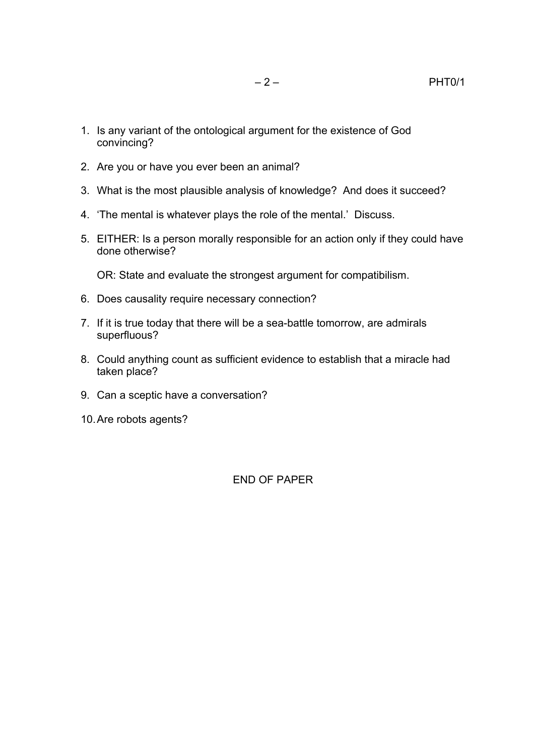1. Is any variant of the ontological argument for the existence of God convincing?

2. Are you or have you ever been an animal?

3. What is the most plausible analysis of knowledge? And does it succeed?

4. 'The mental is whatever plays the role of the mental.' Discuss.

5. EITHER: Is a person morally responsible for an action only if they could have done otherwise?

   OR: State and evaluate the strongest argument for compatibilism.

6. Does causality require necessary connection?

7. If it is true today that there will be a sea-battle tomorrow, are admirals superfluous?

8. Could anything count as sufficient evidence to establish that a miracle had taken place?

9. Can a sceptic have a conversation?

10. Are robots agents?

END OF PAPER